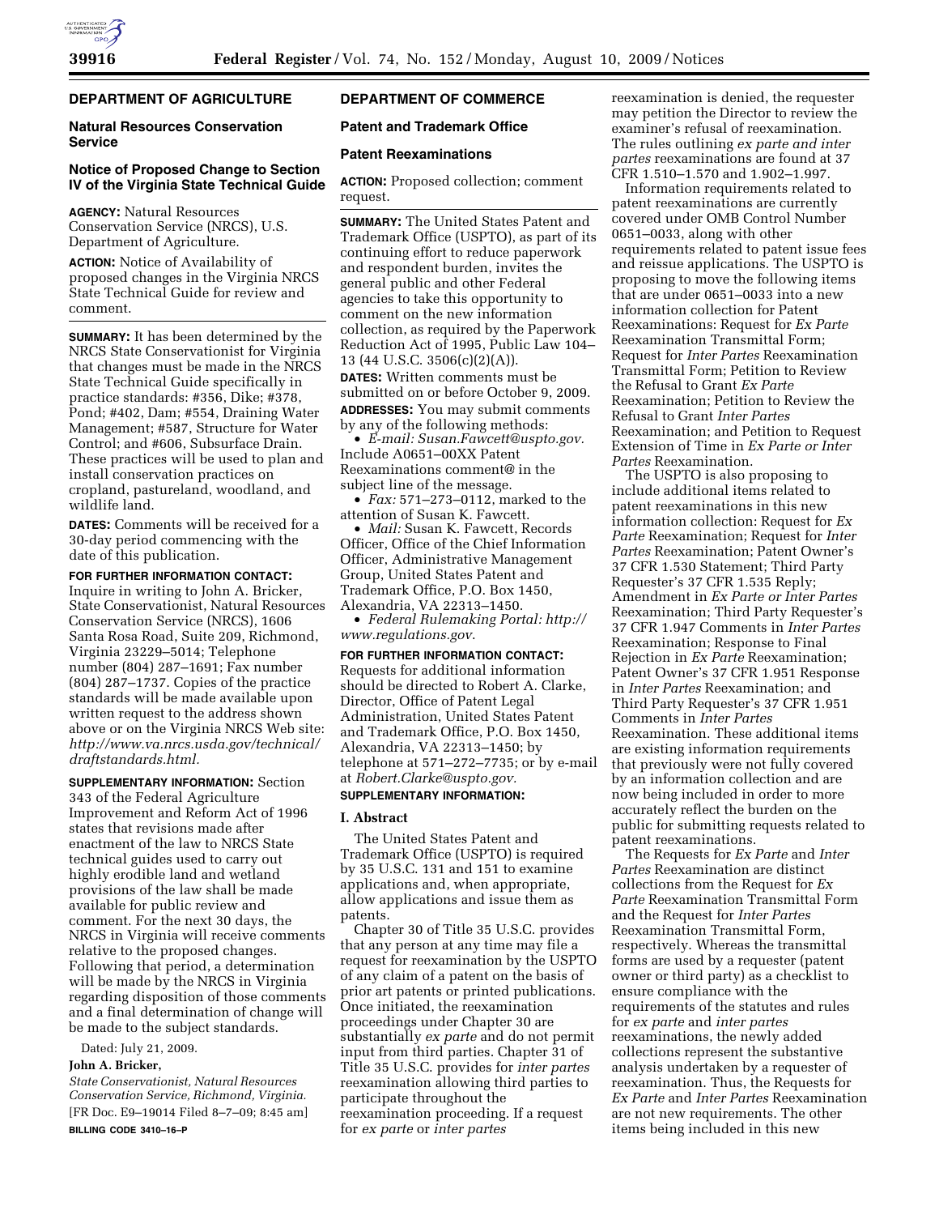## DEPARTMENT OF AGRICULTURE

### Natural Resources Conservation Service

### Notice of Proposed Change to Section IV of the Virginia State Technical Guide

**AGENCY:** Natural Resources Conservation Service (NRCS), U.S. Department of Agriculture.

**ACTION:** Notice of Availability of proposed changes in the Virginia NRCS State Technical Guide for review and comment.

**SUMMARY:** It has been determined by the NRCS State Conservationist for Virginia that changes must be made in the NRCS State Technical Guide specifically in practice standards: #356, Dike; #378, Pond; #402, Dam; #554, Draining Water Management; #587, Structure for Water Control; and #606, Subsurface Drain. These practices will be used to plan and install conservation practices on cropland, pastureland, woodland, and wildlife land.

**DATES:** Comments will be received for a 30-day period commencing with the date of this publication.

**FOR FURTHER INFORMATION CONTACT:** Inquire in writing to John A. Bricker, State Conservationist, Natural Resources Conservation Service (NRCS), 1606 Santa Rosa Road, Suite 209, Richmond, Virginia 23229–5014; Telephone number (804) 287–1691; Fax number (804) 287–1737. Copies of the practice standards will be made available upon written request to the address shown above or on the Virginia NRCS Web site: *http://www.va.nrcs.usda.gov/technical/draftstandards.html.*

**SUPPLEMENTARY INFORMATION:** Section 343 of the Federal Agriculture Improvement and Reform Act of 1996 states that revisions made after enactment of the law to NRCS State technical guides used to carry out highly erodible land and wetland provisions of the law shall be made available for public review and comment. For the next 30 days, the NRCS in Virginia will receive comments relative to the proposed changes. Following that period, a determination will be made by the NRCS in Virginia regarding disposition of those comments and a final determination of change will be made to the subject standards.

Dated: July 21, 2009.

**John A. Bricker,**

*State Conservationist, Natural Resources Conservation Service, Richmond, Virginia.*

[FR Doc. E9–19014 Filed 8–7–09; 8:45 am]

**BILLING CODE 3410–16–P**

## DEPARTMENT OF COMMERCE

### Patent and Trademark Office

### Patent Reexaminations

**ACTION:** Proposed collection; comment request.

**SUMMARY:** The United States Patent and Trademark Office (USPTO), as part of its continuing effort to reduce paperwork and respondent burden, invites the general public and other Federal agencies to take this opportunity to comment on the new information collection, as required by the Paperwork Reduction Act of 1995, Public Law 104–13 (44 U.S.C. 3506(c)(2)(A)).

**DATES:** Written comments must be submitted on or before October 9, 2009.

**ADDRESSES:** You may submit comments by any of the following methods:

- *E-mail: Susan.Fawcett@uspto.gov.* Include A0651–00XX Patent Reexaminations comment@ in the subject line of the message.
- *Fax:* 571–273–0112, marked to the attention of Susan K. Fawcett.
- *Mail:* Susan K. Fawcett, Records Officer, Office of the Chief Information Officer, Administrative Management Group, United States Patent and Trademark Office, P.O. Box 1450, Alexandria, VA 22313–1450.
- *Federal Rulemaking Portal: http://www.regulations.gov*.

**FOR FURTHER INFORMATION CONTACT:** Requests for additional information should be directed to Robert A. Clarke, Director, Office of Patent Legal Administration, United States Patent and Trademark Office, P.O. Box 1450, Alexandria, VA 22313–1450; by telephone at 571–272–7735; or by e-mail at *Robert.Clarke@uspto.gov.*

**SUPPLEMENTARY INFORMATION:**

### I. Abstract

The United States Patent and Trademark Office (USPTO) is required by 35 U.S.C. 131 and 151 to examine applications and, when appropriate, allow applications and issue them as patents.

Chapter 30 of Title 35 U.S.C. provides that any person at any time may file a request for reexamination by the USPTO of any claim of a patent on the basis of prior art patents or printed publications. Once initiated, the reexamination proceedings under Chapter 30 are substantially *ex parte* and do not permit input from third parties. Chapter 31 of Title 35 U.S.C. provides for *inter partes* reexamination allowing third parties to participate throughout the reexamination proceeding. If a request for *ex parte* or *inter partes* reexamination is denied, the requester may petition the Director to review the examiner's refusal of reexamination. The rules outlining *ex parte* and *inter partes* reexaminations are found at 37 CFR 1.510–1.570 and 1.902–1.997.

Information requirements related to patent reexaminations are currently covered under OMB Control Number 0651–0033, along with other requirements related to patent issue fees and reissue applications. The USPTO is proposing to move the following items that are under 0651–0033 into a new information collection for Patent Reexaminations: Request for *Ex Parte* Reexamination Transmittal Form; Request for *Inter Partes* Reexamination Transmittal Form; Petition to Review the Refusal to Grant *Ex Parte* Reexamination; Petition to Review the Refusal to Grant *Inter Partes* Reexamination; and Petition to Request Extension of Time in *Ex Parte or Inter Partes* Reexamination.

The USPTO is also proposing to include additional items related to patent reexaminations in this new information collection: Request for *Ex Parte* Reexamination; Request for *Inter Partes* Reexamination; Patent Owner's 37 CFR 1.530 Statement; Third Party Requester's 37 CFR 1.535 Reply; Amendment in *Ex Parte or Inter Partes* Reexamination; Third Party Requester's 37 CFR 1.947 Comments in *Inter Partes* Reexamination; Response to Final Rejection in *Ex Parte* Reexamination; Patent Owner's 37 CFR 1.951 Response in *Inter Partes* Reexamination; and Third Party Requester's 37 CFR 1.951 Comments in *Inter Partes* Reexamination. These additional items are existing information requirements that previously were not fully covered by an information collection and are now being included in order to more accurately reflect the burden on the public for submitting requests related to patent reexaminations.

The Requests for *Ex Parte* and *Inter Partes* Reexamination are distinct collections from the Request for *Ex Parte* Reexamination Transmittal Form and the Request for *Inter Partes* Reexamination Transmittal Form, respectively. Whereas the transmittal forms are used by a requester (patent owner or third party) as a checklist to ensure compliance with the requirements of the statutes and rules for *ex parte* and *inter partes* reexaminations, the newly added collections represent the substantive analysis undertaken by a requester of reexamination. Thus, the Requests for *Ex Parte* and *Inter Partes* Reexamination are not new requirements. The other items being included in this new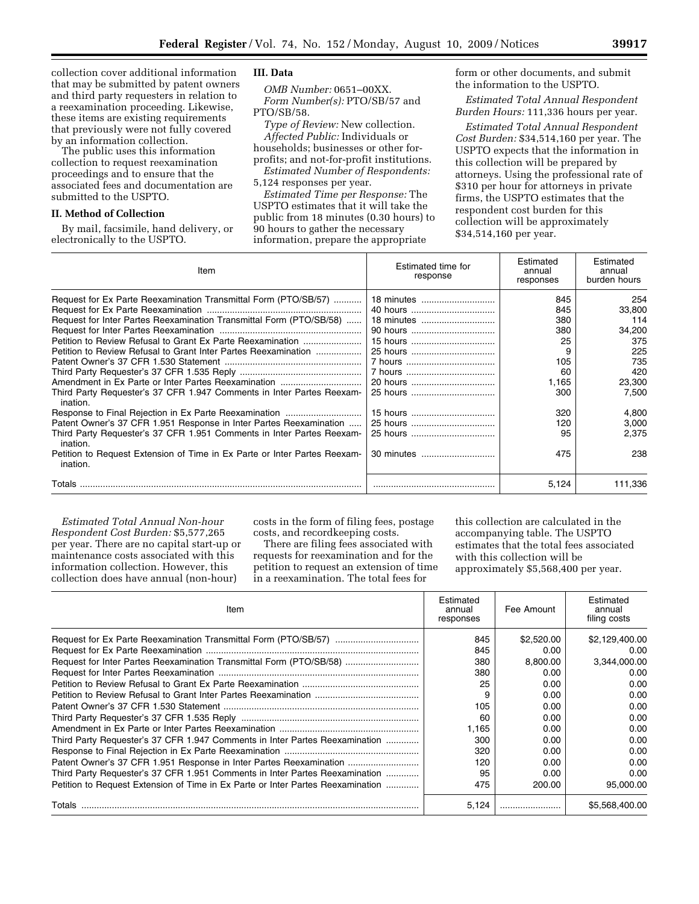collection cover additional information that may be submitted by patent owners and third party requesters in relation to a reexamination proceeding. Likewise, these items are existing requirements that previously were not fully covered by an information collection.

The public uses this information collection to request reexamination proceedings and to ensure that the associated fees and documentation are submitted to the USPTO.

## II. Method of Collection

By mail, facsimile, hand delivery, or electronically to the USPTO.

## III. Data

*OMB Number:* 0651–00XX.

*Form Number(s):* PTO/SB/57 and PTO/SB/58.

*Type of Review:* New collection.

*Affected Public:* Individuals or households; businesses or other for-profits; and not-for-profit institutions.

*Estimated Number of Respondents:* 5,124 responses per year.

*Estimated Time per Response:* The USPTO estimates that it will take the public from 18 minutes (0.30 hours) to 90 hours to gather the necessary information, prepare the appropriate form or other documents, and submit the information to the USPTO.

*Estimated Total Annual Respondent Burden Hours:* 111,336 hours per year.

*Estimated Total Annual Respondent Cost Burden:* $34,514,160 per year. The USPTO expects that the information in this collection will be prepared by attorneys. Using the professional rate of $310 per hour for attorneys in private firms, the USPTO estimates that the respondent cost burden for this collection will be approximately $34,514,160 per year.

| Item | Estimated time for response | Estimated annual responses | Estimated annual burden hours |
|---|---|---|---|
| Request for Ex Parte Reexamination Transmittal Form (PTO/SB/57) | 18 minutes | 845 | 254 |
| Request for Ex Parte Reexamination | 40 hours | 845 | 33,800 |
| Request for Inter Partes Reexamination Transmittal Form (PTO/SB/58) | 18 minutes | 380 | 114 |
| Request for Inter Partes Reexamination | 90 hours | 380 | 34,200 |
| Petition to Review Refusal to Grant Ex Parte Reexamination | 15 hours | 25 | 375 |
| Petition to Review Refusal to Grant Inter Partes Reexamination | 25 hours | 9 | 225 |
| Patent Owner's 37 CFR 1.530 Statement | 7 hours | 105 | 735 |
| Third Party Requester's 37 CFR 1.535 Reply | 7 hours | 60 | 420 |
| Amendment in Ex Parte or Inter Partes Reexamination | 20 hours | 1,165 | 23,300 |
| Third Party Requester's 37 CFR 1.947 Comments in Inter Partes Reexamination. | 25 hours | 300 | 7,500 |
| Response to Final Rejection in Ex Parte Reexamination | 15 hours | 320 | 4,800 |
| Patent Owner's 37 CFR 1.951 Response in Inter Partes Reexamination | 25 hours | 120 | 3,000 |
| Third Party Requester's 37 CFR 1.951 Comments in Inter Partes Reexamination. | 25 hours | 95 | 2,375 |
| Petition to Request Extension of Time in Ex Parte or Inter Partes Reexamination. | 30 minutes | 475 | 238 |
| Totals | | 5,124 | 111,336 |

*Estimated Total Annual Non-hour Respondent Cost Burden:* $5,577,265 per year. There are no capital start-up or maintenance costs associated with this information collection. However, this collection does have annual (non-hour) costs in the form of filing fees, postage costs, and recordkeeping costs.

There are filing fees associated with requests for reexamination and for the petition to request an extension of time in a reexamination. The total fees for this collection are calculated in the accompanying table. The USPTO estimates that the total fees associated with this collection will be approximately $5,568,400 per year.

| Item | Estimated annual responses | Fee Amount | Estimated annual filing costs |
|---|---|---|---|
| Request for Ex Parte Reexamination Transmittal Form (PTO/SB/57) | 845 | $2,520.00 | $2,129,400.00 |
| Request for Ex Parte Reexamination | 845 | 0.00 | 0.00 |
| Request for Inter Partes Reexamination Transmittal Form (PTO/SB/58) | 380 | 8,800.00 | 3,344,000.00 |
| Request for Inter Partes Reexamination | 380 | 0.00 | 0.00 |
| Petition to Review Refusal to Grant Ex Parte Reexamination | 25 | 0.00 | 0.00 |
| Petition to Review Refusal to Grant Inter Partes Reexamination | 9 | 0.00 | 0.00 |
| Patent Owner's 37 CFR 1.530 Statement | 105 | 0.00 | 0.00 |
| Third Party Requester's 37 CFR 1.535 Reply | 60 | 0.00 | 0.00 |
| Amendment in Ex Parte or Inter Partes Reexamination | 1,165 | 0.00 | 0.00 |
| Third Party Requester's 37 CFR 1.947 Comments in Inter Partes Reexamination | 300 | 0.00 | 0.00 |
| Response to Final Rejection in Ex Parte Reexamination | 320 | 0.00 | 0.00 |
| Patent Owner's 37 CFR 1.951 Response in Inter Partes Reexamination | 120 | 0.00 | 0.00 |
| Third Party Requester's 37 CFR 1.951 Comments in Inter Partes Reexamination | 95 | 0.00 | 0.00 |
| Petition to Request Extension of Time in Ex Parte or Inter Partes Reexamination | 475 | 200.00 | 95,000.00 |
| Totals | 5,124 | | $5,568,400.00 |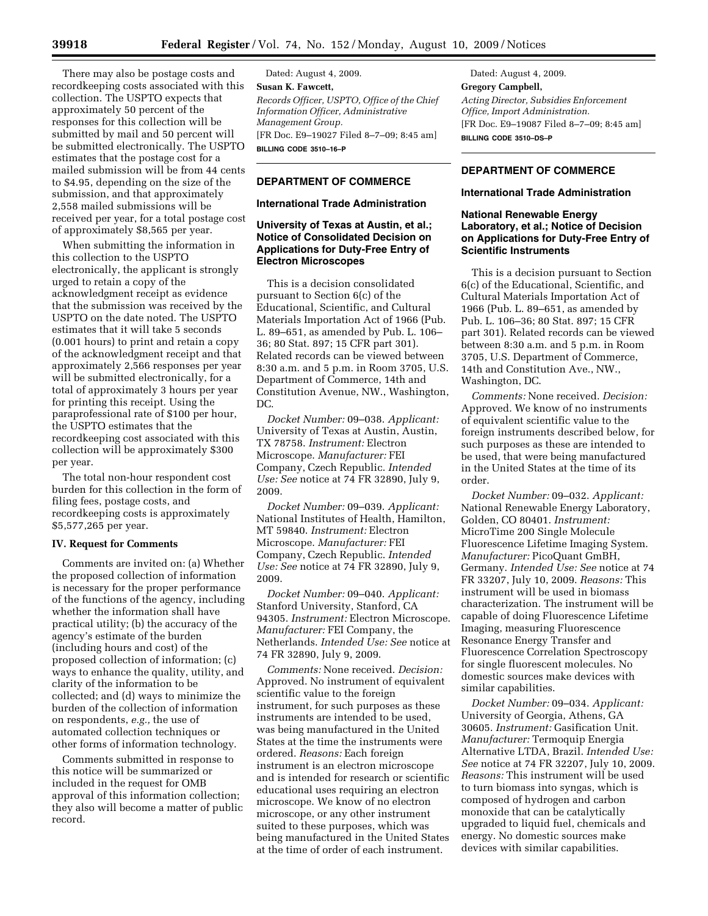There may also be postage costs and recordkeeping costs associated with this collection. The USPTO expects that approximately 50 percent of the responses for this collection will be submitted by mail and 50 percent will be submitted electronically. The USPTO estimates that the postage cost for a mailed submission will be from 44 cents to $4.95, depending on the size of the submission, and that approximately 2,558 mailed submissions will be received per year, for a total postage cost of approximately $8,565 per year.

When submitting the information in this collection to the USPTO electronically, the applicant is strongly urged to retain a copy of the acknowledgment receipt as evidence that the submission was received by the USPTO on the date noted. The USPTO estimates that it will take 5 seconds (0.001 hours) to print and retain a copy of the acknowledgment receipt and that approximately 2,566 responses per year will be submitted electronically, for a total of approximately 3 hours per year for printing this receipt. Using the paraprofessional rate of $100 per hour, the USPTO estimates that the recordkeeping cost associated with this collection will be approximately $300 per year.

The total non-hour respondent cost burden for this collection in the form of filing fees, postage costs, and recordkeeping costs is approximately $5,577,265 per year.

### IV. Request for Comments

Comments are invited on: (a) Whether the proposed collection of information is necessary for the proper performance of the functions of the agency, including whether the information shall have practical utility; (b) the accuracy of the agency's estimate of the burden (including hours and cost) of the proposed collection of information; (c) ways to enhance the quality, utility, and clarity of the information to be collected; and (d) ways to minimize the burden of the collection of information on respondents, *e.g.,* the use of automated collection techniques or other forms of information technology.

Comments submitted in response to this notice will be summarized or included in the request for OMB approval of this information collection; they also will become a matter of public record.

Dated: August 4, 2009.

**Susan K. Fawcett,**

*Records Officer, USPTO, Office of the Chief Information Officer, Administrative Management Group.*

[FR Doc. E9–19027 Filed 8–7–09; 8:45 am]

**BILLING CODE 3510–16–P**

## DEPARTMENT OF COMMERCE

### International Trade Administration

### University of Texas at Austin, et al.; Notice of Consolidated Decision on Applications for Duty-Free Entry of Electron Microscopes

This is a decision consolidated pursuant to Section 6(c) of the Educational, Scientific, and Cultural Materials Importation Act of 1966 (Pub. L. 89–651, as amended by Pub. L. 106–36; 80 Stat. 897; 15 CFR part 301). Related records can be viewed between 8:30 a.m. and 5 p.m. in Room 3705, U.S. Department of Commerce, 14th and Constitution Avenue, NW., Washington, DC.

*Docket Number:* 09–038. *Applicant:* University of Texas at Austin, Austin, TX 78758. *Instrument:* Electron Microscope. *Manufacturer:* FEI Company, Czech Republic. *Intended Use: See* notice at 74 FR 32890, July 9, 2009.

*Docket Number:* 09–039. *Applicant:* National Institutes of Health, Hamilton, MT 59840. *Instrument:* Electron Microscope. *Manufacturer:* FEI Company, Czech Republic. *Intended Use: See* notice at 74 FR 32890, July 9, 2009.

*Docket Number:* 09–040. *Applicant:* Stanford University, Stanford, CA 94305. *Instrument:* Electron Microscope. *Manufacturer:* FEI Company, the Netherlands. *Intended Use: See* notice at 74 FR 32890, July 9, 2009.

*Comments:* None received. *Decision:* Approved. No instrument of equivalent scientific value to the foreign instrument, for such purposes as these instruments are intended to be used, was being manufactured in the United States at the time the instruments were ordered. *Reasons:* Each foreign instrument is an electron microscope and is intended for research or scientific educational uses requiring an electron microscope. We know of no electron microscope, or any other instrument suited to these purposes, which was being manufactured in the United States at the time of order of each instrument.

Dated: August 4, 2009.

**Gregory Campbell,**

*Acting Director, Subsidies Enforcement Office, Import Administration.*

[FR Doc. E9–19087 Filed 8–7–09; 8:45 am]

**BILLING CODE 3510–DS–P**

## DEPARTMENT OF COMMERCE

### International Trade Administration

### National Renewable Energy Laboratory, et al.; Notice of Decision on Applications for Duty-Free Entry of Scientific Instruments

This is a decision pursuant to Section 6(c) of the Educational, Scientific, and Cultural Materials Importation Act of 1966 (Pub. L. 89–651, as amended by Pub. L. 106–36; 80 Stat. 897; 15 CFR part 301). Related records can be viewed between 8:30 a.m. and 5 p.m. in Room 3705, U.S. Department of Commerce, 14th and Constitution Ave., NW., Washington, DC.

*Comments:* None received. *Decision:* Approved. We know of no instruments of equivalent scientific value to the foreign instruments described below, for such purposes as these are intended to be used, that were being manufactured in the United States at the time of its order.

*Docket Number:* 09–032. *Applicant:* National Renewable Energy Laboratory, Golden, CO 80401. *Instrument:* MicroTime 200 Single Molecule Fluorescence Lifetime Imaging System. *Manufacturer:* PicoQuant GmbH, Germany. *Intended Use: See* notice at 74 FR 33207, July 10, 2009. *Reasons:* This instrument will be used in biomass characterization. The instrument will be capable of doing Fluorescence Lifetime Imaging, measuring Fluorescence Resonance Energy Transfer and Fluorescence Correlation Spectroscopy for single fluorescent molecules. No domestic sources make devices with similar capabilities.

*Docket Number:* 09–034. *Applicant:* University of Georgia, Athens, GA 30605. *Instrument:* Gasification Unit. *Manufacturer:* Termoquip Energia Alternative LTDA, Brazil. *Intended Use: See* notice at 74 FR 32207, July 10, 2009. *Reasons:* This instrument will be used to turn biomass into syngas, which is composed of hydrogen and carbon monoxide that can be catalytically upgraded to liquid fuel, chemicals and energy. No domestic sources make devices with similar capabilities.